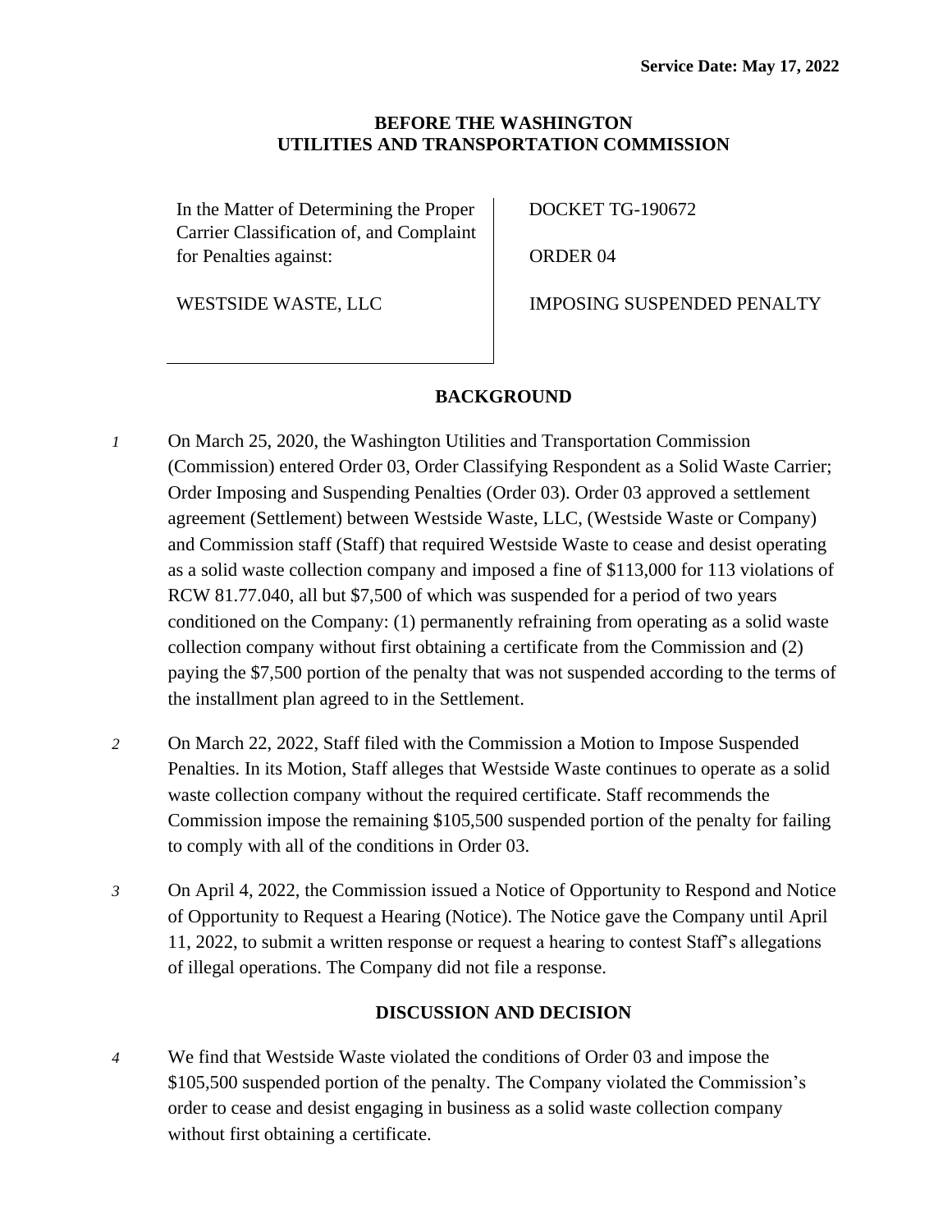**Service Date: May 17, 2022**

**BEFORE THE WASHINGTON UTILITIES AND TRANSPORTATION COMMISSION**

| In the Matter of Determining the Proper Carrier Classification of, and Complaint for Penalties against: WESTSIDE WASTE, LLC | DOCKET TG-190672 ORDER 04 IMPOSING SUSPENDED PENALTY |
|---|---|

## BACKGROUND

*1* On March 25, 2020, the Washington Utilities and Transportation Commission (Commission) entered Order 03, Order Classifying Respondent as a Solid Waste Carrier; Order Imposing and Suspending Penalties (Order 03). Order 03 approved a settlement agreement (Settlement) between Westside Waste, LLC, (Westside Waste or Company) and Commission staff (Staff) that required Westside Waste to cease and desist operating as a solid waste collection company and imposed a fine of $113,000 for 113 violations of RCW 81.77.040, all but $7,500 of which was suspended for a period of two years conditioned on the Company: (1) permanently refraining from operating as a solid waste collection company without first obtaining a certificate from the Commission and (2) paying the $7,500 portion of the penalty that was not suspended according to the terms of the installment plan agreed to in the Settlement.

*2* On March 22, 2022, Staff filed with the Commission a Motion to Impose Suspended Penalties. In its Motion, Staff alleges that Westside Waste continues to operate as a solid waste collection company without the required certificate. Staff recommends the Commission impose the remaining $105,500 suspended portion of the penalty for failing to comply with all of the conditions in Order 03.

*3* On April 4, 2022, the Commission issued a Notice of Opportunity to Respond and Notice of Opportunity to Request a Hearing (Notice). The Notice gave the Company until April 11, 2022, to submit a written response or request a hearing to contest Staff's allegations of illegal operations. The Company did not file a response.

## DISCUSSION AND DECISION

*4* We find that Westside Waste violated the conditions of Order 03 and impose the $105,500 suspended portion of the penalty. The Company violated the Commission's order to cease and desist engaging in business as a solid waste collection company without first obtaining a certificate.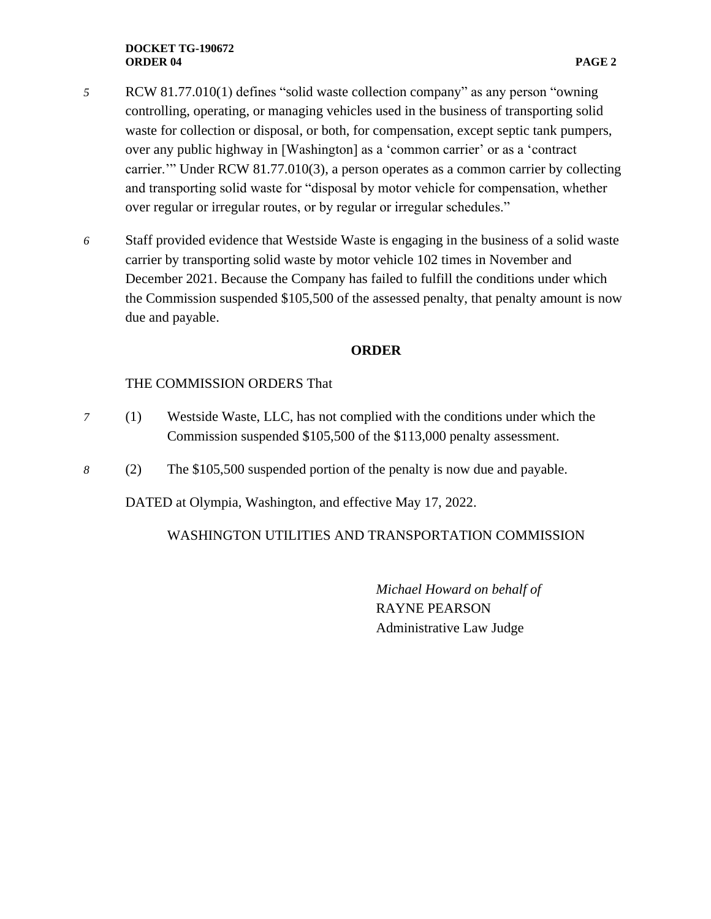5 RCW 81.77.010(1) defines "solid waste collection company" as any person "owning controlling, operating, or managing vehicles used in the business of transporting solid waste for collection or disposal, or both, for compensation, except septic tank pumpers, over any public highway in [Washington] as a 'common carrier' or as a 'contract carrier.'" Under RCW 81.77.010(3), a person operates as a common carrier by collecting and transporting solid waste for "disposal by motor vehicle for compensation, whether over regular or irregular routes, or by regular or irregular schedules."

6 Staff provided evidence that Westside Waste is engaging in the business of a solid waste carrier by transporting solid waste by motor vehicle 102 times in November and December 2021. Because the Company has failed to fulfill the conditions under which the Commission suspended $105,500 of the assessed penalty, that penalty amount is now due and payable.

## ORDER

THE COMMISSION ORDERS That

7 (1) Westside Waste, LLC, has not complied with the conditions under which the Commission suspended $105,500 of the $113,000 penalty assessment.

8 (2) The $105,500 suspended portion of the penalty is now due and payable.

DATED at Olympia, Washington, and effective May 17, 2022.

WASHINGTON UTILITIES AND TRANSPORTATION COMMISSION

*Michael Howard on behalf of*
RAYNE PEARSON
Administrative Law Judge